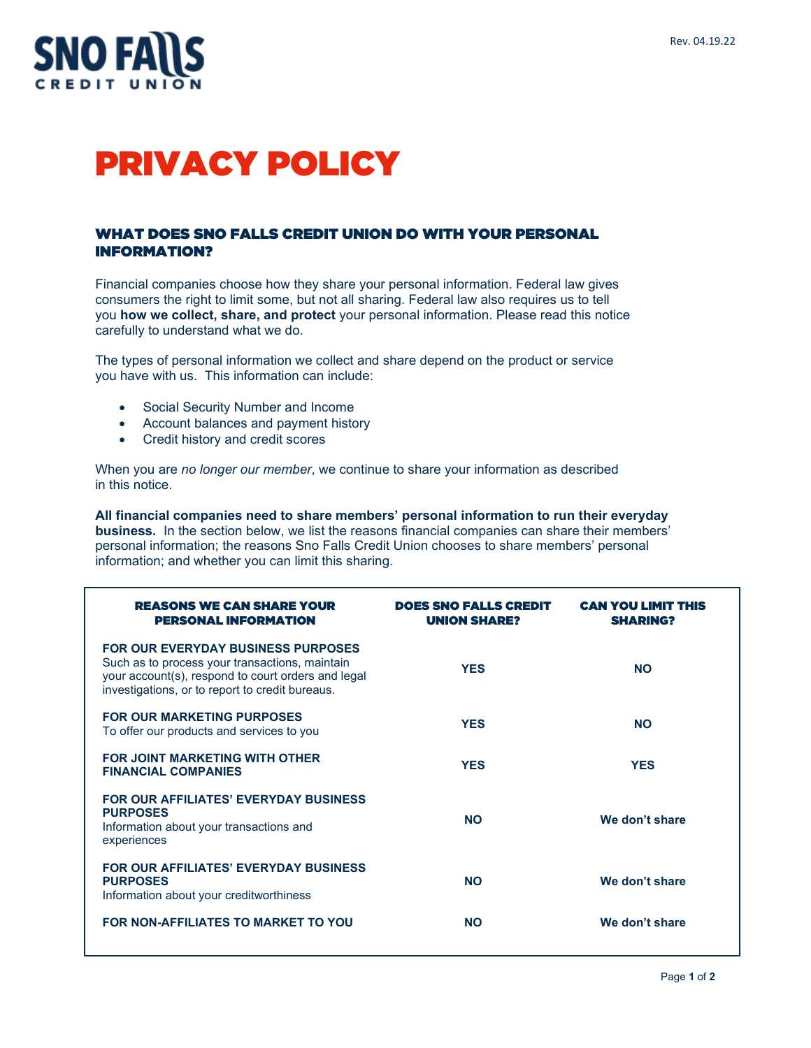SNO FALLS CREDIT UNION

Rev. 04.19.22

# PRIVACY POLICY

## WHAT DOES SNO FALLS CREDIT UNION DO WITH YOUR PERSONAL INFORMATION?

Financial companies choose how they share your personal information. Federal law gives consumers the right to limit some, but not all sharing. Federal law also requires us to tell you **how we collect, share, and protect** your personal information. Please read this notice carefully to understand what we do.

The types of personal information we collect and share depend on the product or service you have with us. This information can include:

- Social Security Number and Income
- Account balances and payment history
- Credit history and credit scores

When you are *no longer our member*, we continue to share your information as described in this notice.

**All financial companies need to share members' personal information to run their everyday business.** In the section below, we list the reasons financial companies can share their members' personal information; the reasons Sno Falls Credit Union chooses to share members' personal information; and whether you can limit this sharing.

| REASONS WE CAN SHARE YOUR PERSONAL INFORMATION | DOES SNO FALLS CREDIT UNION SHARE? | CAN YOU LIMIT THIS SHARING? |
|---|---|---|
| **FOR OUR EVERYDAY BUSINESS PURPOSES** Such as to process your transactions, maintain your account(s), respond to court orders and legal investigations, or to report to credit bureaus. | **YES** | **NO** |
| **FOR OUR MARKETING PURPOSES** To offer our products and services to you | **YES** | **NO** |
| **FOR JOINT MARKETING WITH OTHER FINANCIAL COMPANIES** | **YES** | **YES** |
| **FOR OUR AFFILIATES' EVERYDAY BUSINESS PURPOSES** Information about your transactions and experiences | **NO** | **We don't share** |
| **FOR OUR AFFILIATES' EVERYDAY BUSINESS PURPOSES** Information about your creditworthiness | **NO** | **We don't share** |
| **FOR NON-AFFILIATES TO MARKET TO YOU** | **NO** | **We don't share** |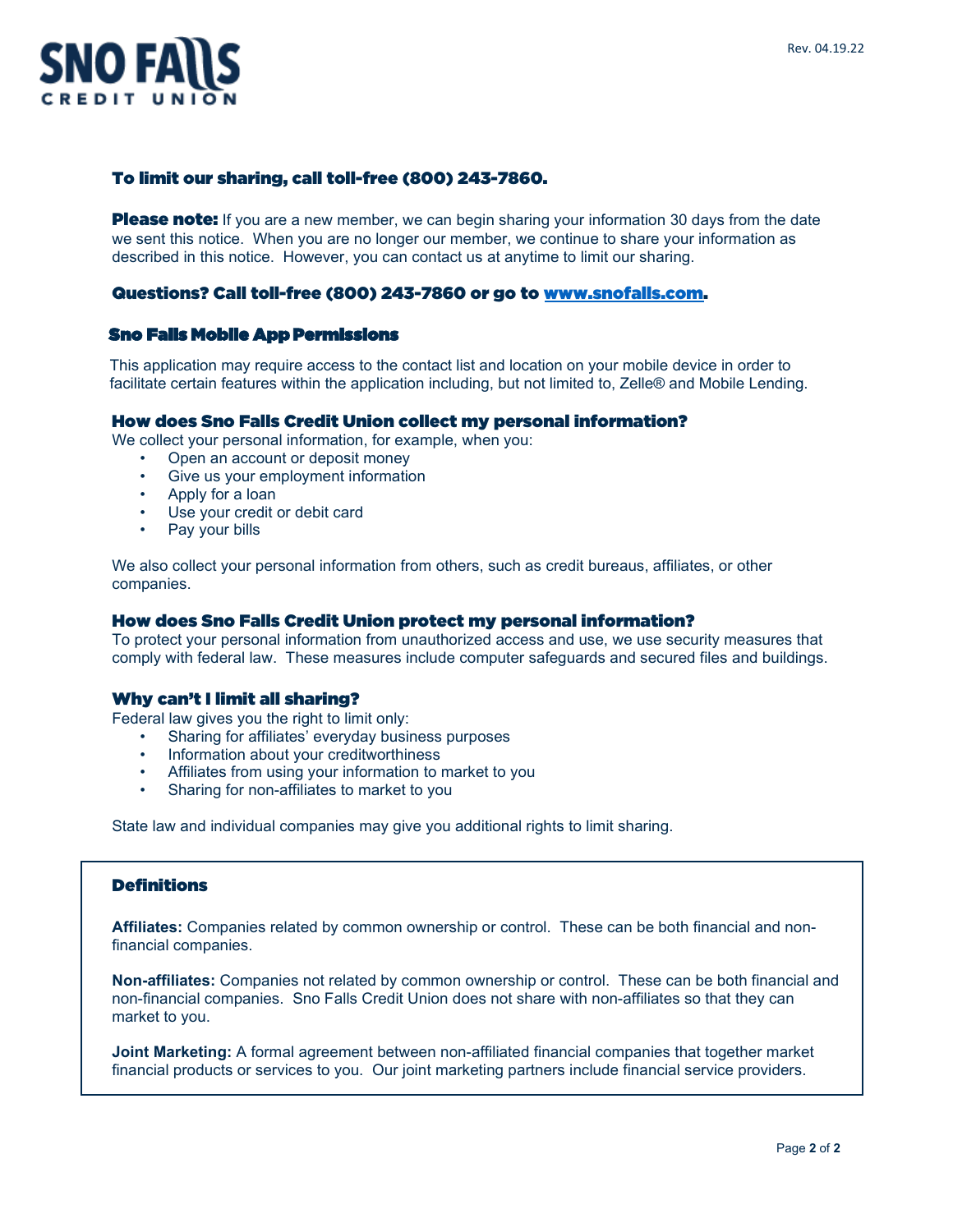**SNO FALLS**
**CREDIT UNION**

Rev. 04.19.22

## To limit our sharing, call toll-free (800) 243-7860.

**Please note:** If you are a new member, we can begin sharing your information 30 days from the date we sent this notice. When you are no longer our member, we continue to share your information as described in this notice. However, you can contact us at anytime to limit our sharing.

## Questions? Call toll-free (800) 243-7860 or go to www.snofalls.com.

## Sno Falls Mobile App Permissions

This application may require access to the contact list and location on your mobile device in order to facilitate certain features within the application including, but not limited to, Zelle® and Mobile Lending.

## How does Sno Falls Credit Union collect my personal information?

We collect your personal information, for example, when you:

- Open an account or deposit money
- Give us your employment information
- Apply for a loan
- Use your credit or debit card
- Pay your bills

We also collect your personal information from others, such as credit bureaus, affiliates, or other companies.

## How does Sno Falls Credit Union protect my personal information?

To protect your personal information from unauthorized access and use, we use security measures that comply with federal law. These measures include computer safeguards and secured files and buildings.

## Why can't I limit all sharing?

Federal law gives you the right to limit only:

- Sharing for affiliates' everyday business purposes
- Information about your creditworthiness
- Affiliates from using your information to market to you
- Sharing for non-affiliates to market to you

State law and individual companies may give you additional rights to limit sharing.

## Definitions

**Affiliates:** Companies related by common ownership or control. These can be both financial and non-financial companies.

**Non-affiliates:** Companies not related by common ownership or control. These can be both financial and non-financial companies. Sno Falls Credit Union does not share with non-affiliates so that they can market to you.

**Joint Marketing:** A formal agreement between non-affiliated financial companies that together market financial products or services to you. Our joint marketing partners include financial service providers.